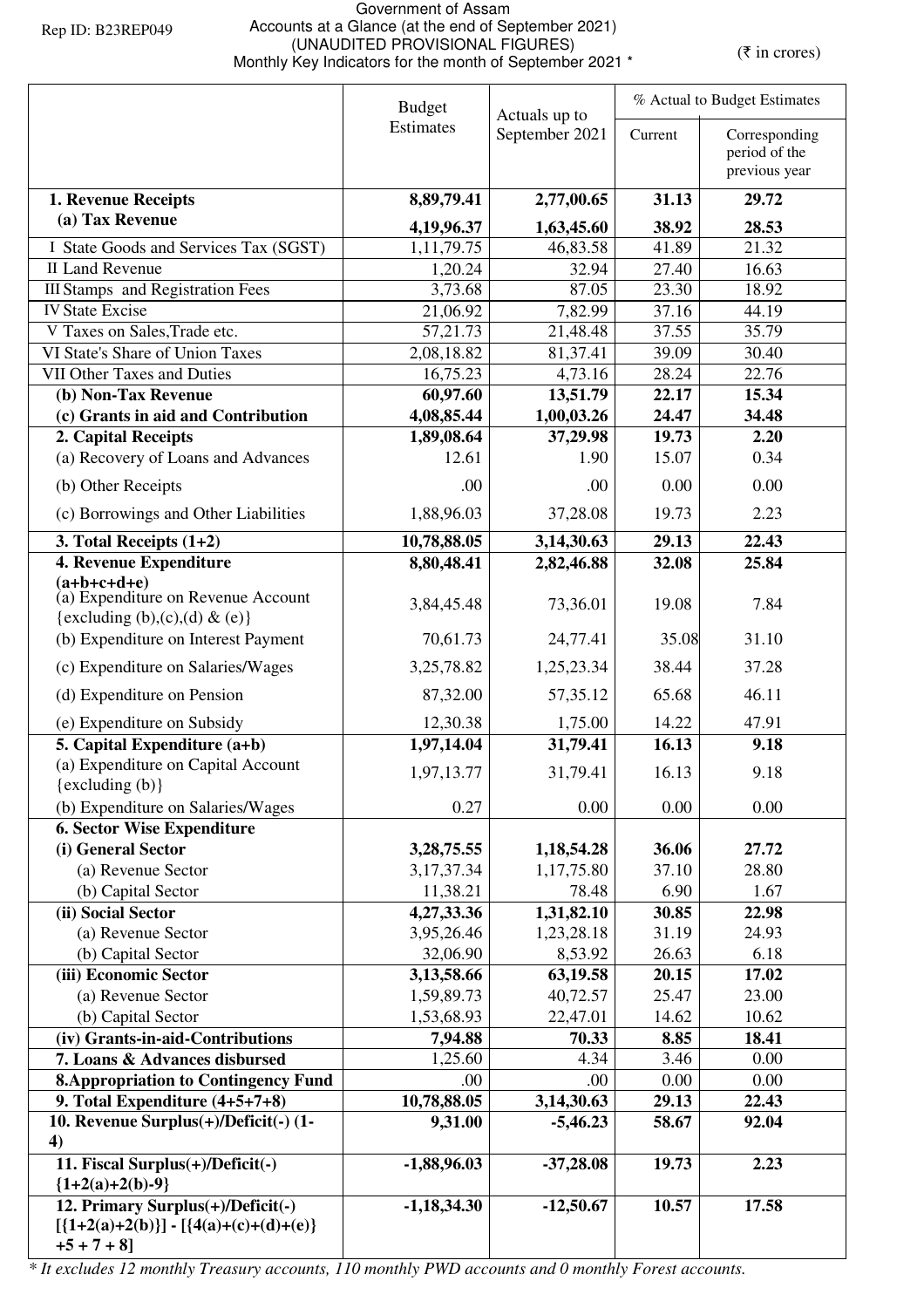Rep ID: B23REP049

# Government of Assam
## Accounts at a Glance (at the end of September 2021)
### (UNAUDITED PROVISIONAL FIGURES)
### Monthly Key Indicators for the month of September 2021 *

(₹ in crores)

| | Budget Estimates | Actuals up to September 2021 | % Actual to Budget Estimates | |
|---|---|---|---|---|
| | | | Current | Corresponding period of the previous year |
| **1. Revenue Receipts** | **8,89,79.41** | **2,77,00.65** | **31.13** | **29.72** |
| **(a) Tax Revenue** | **4,19,96.37** | **1,63,45.60** | **38.92** | **28.53** |
| I State Goods and Services Tax (SGST) | 1,11,79.75 | 46,83.58 | 41.89 | 21.32 |
| II Land Revenue | 1,20.24 | 32.94 | 27.40 | 16.63 |
| III Stamps and Registration Fees | 3,73.68 | 87.05 | 23.30 | 18.92 |
| IV State Excise | 21,06.92 | 7,82.99 | 37.16 | 44.19 |
| V Taxes on Sales,Trade etc. | 57,21.73 | 21,48.48 | 37.55 | 35.79 |
| VI State's Share of Union Taxes | 2,08,18.82 | 81,37.41 | 39.09 | 30.40 |
| VII Other Taxes and Duties | 16,75.23 | 4,73.16 | 28.24 | 22.76 |
| **(b) Non-Tax Revenue** | **60,97.60** | **13,51.79** | **22.17** | **15.34** |
| **(c) Grants in aid and Contribution** | **4,08,85.44** | **1,00,03.26** | **24.47** | **34.48** |
| **2. Capital Receipts** | **1,89,08.64** | **37,29.98** | **19.73** | **2.20** |
| (a) Recovery of Loans and Advances | 12.61 | 1.90 | 15.07 | 0.34 |
| (b) Other Receipts | .00 | .00 | 0.00 | 0.00 |
| (c) Borrowings and Other Liabilities | 1,88,96.03 | 37,28.08 | 19.73 | 2.23 |
| **3. Total Receipts (1+2)** | **10,78,88.05** | **3,14,30.63** | **29.13** | **22.43** |
| **4. Revenue Expenditure (a+b+c+d+e)** | **8,80,48.41** | **2,82,46.88** | **32.08** | **25.84** |
| (a) Expenditure on Revenue Account {excluding (b),(c),(d) & (e)} | 3,84,45.48 | 73,36.01 | 19.08 | 7.84 |
| (b) Expenditure on Interest Payment | 70,61.73 | 24,77.41 | 35.08 | 31.10 |
| (c) Expenditure on Salaries/Wages | 3,25,78.82 | 1,25,23.34 | 38.44 | 37.28 |
| (d) Expenditure on Pension | 87,32.00 | 57,35.12 | 65.68 | 46.11 |
| (e) Expenditure on Subsidy | 12,30.38 | 1,75.00 | 14.22 | 47.91 |
| **5. Capital Expenditure (a+b)** | **1,97,14.04** | **31,79.41** | **16.13** | **9.18** |
| (a) Expenditure on Capital Account {excluding (b)} | 1,97,13.77 | 31,79.41 | 16.13 | 9.18 |
| (b) Expenditure on Salaries/Wages | 0.27 | 0.00 | 0.00 | 0.00 |
| **6. Sector Wise Expenditure** | | | | |
| **(i) General Sector** | **3,28,75.55** | **1,18,54.28** | **36.06** | **27.72** |
| (a) Revenue Sector | 3,17,37.34 | 1,17,75.80 | 37.10 | 28.80 |
| (b) Capital Sector | 11,38.21 | 78.48 | 6.90 | 1.67 |
| **(ii) Social Sector** | **4,27,33.36** | **1,31,82.10** | **30.85** | **22.98** |
| (a) Revenue Sector | 3,95,26.46 | 1,23,28.18 | 31.19 | 24.93 |
| (b) Capital Sector | 32,06.90 | 8,53.92 | 26.63 | 6.18 |
| **(iii) Economic Sector** | **3,13,58.66** | **63,19.58** | **20.15** | **17.02** |
| (a) Revenue Sector | 1,59,89.73 | 40,72.57 | 25.47 | 23.00 |
| (b) Capital Sector | 1,53,68.93 | 22,47.01 | 14.62 | 10.62 |
| **(iv) Grants-in-aid-Contributions** | **7,94.88** | **70.33** | **8.85** | **18.41** |
| **7. Loans & Advances disbursed** | 1,25.60 | 4.34 | 3.46 | 0.00 |
| **8.Appropriation to Contingency Fund** | .00 | .00 | 0.00 | 0.00 |
| **9. Total Expenditure (4+5+7+8)** | **10,78,88.05** | **3,14,30.63** | **29.13** | **22.43** |
| **10. Revenue Surplus(+)/Deficit(-) (1-4)** | **9,31.00** | **-5,46.23** | **58.67** | **92.04** |
| **11. Fiscal Surplus(+)/Deficit(-) {1+2(a)+2(b)-9}** | **-1,88,96.03** | **-37,28.08** | **19.73** | **2.23** |
| **12. Primary Surplus(+)/Deficit(-) [{1+2(a)+2(b)}] - [{4(a)+(c)+(d)+(e)} +5 + 7 + 8]** | **-1,18,34.30** | **-12,50.67** | **10.57** | **17.58** |

*\* It excludes 12 monthly Treasury accounts, 110 monthly PWD accounts and 0 monthly Forest accounts.*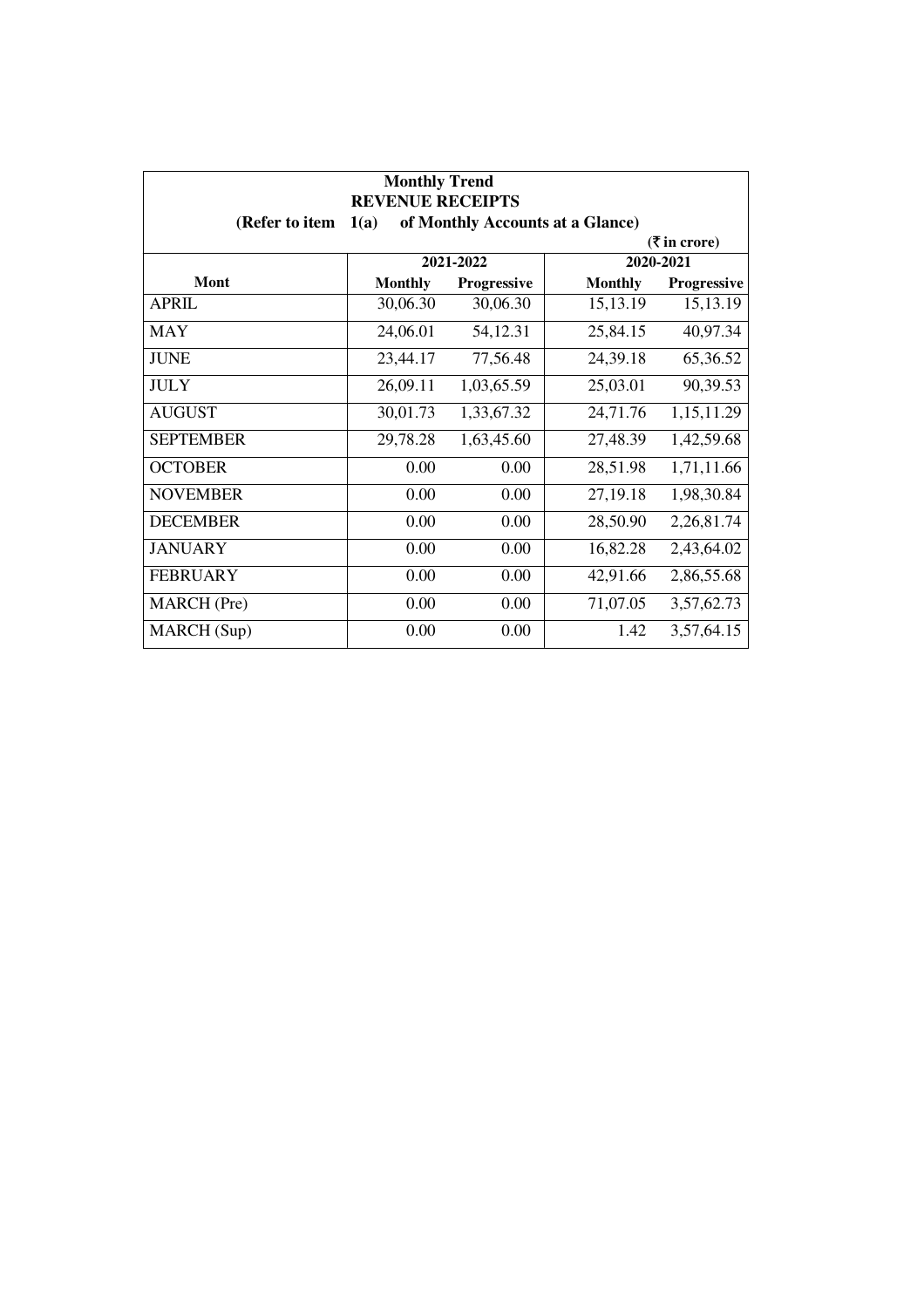**Monthly Trend**
**REVENUE RECEIPTS**
**(Refer to item 1(a) of Monthly Accounts at a Glance)**

(₹ in crore)

| Mont | 2021-2022 | | 2020-2021 | |
|---|---|---|---|---|
| | Monthly | Progressive | Monthly | Progressive |
| APRIL | 30,06.30 | 30,06.30 | 15,13.19 | 15,13.19 |
| MAY | 24,06.01 | 54,12.31 | 25,84.15 | 40,97.34 |
| JUNE | 23,44.17 | 77,56.48 | 24,39.18 | 65,36.52 |
| JULY | 26,09.11 | 1,03,65.59 | 25,03.01 | 90,39.53 |
| AUGUST | 30,01.73 | 1,33,67.32 | 24,71.76 | 1,15,11.29 |
| SEPTEMBER | 29,78.28 | 1,63,45.60 | 27,48.39 | 1,42,59.68 |
| OCTOBER | 0.00 | 0.00 | 28,51.98 | 1,71,11.66 |
| NOVEMBER | 0.00 | 0.00 | 27,19.18 | 1,98,30.84 |
| DECEMBER | 0.00 | 0.00 | 28,50.90 | 2,26,81.74 |
| JANUARY | 0.00 | 0.00 | 16,82.28 | 2,43,64.02 |
| FEBRUARY | 0.00 | 0.00 | 42,91.66 | 2,86,55.68 |
| MARCH (Pre) | 0.00 | 0.00 | 71,07.05 | 3,57,62.73 |
| MARCH (Sup) | 0.00 | 0.00 | 1.42 | 3,57,64.15 |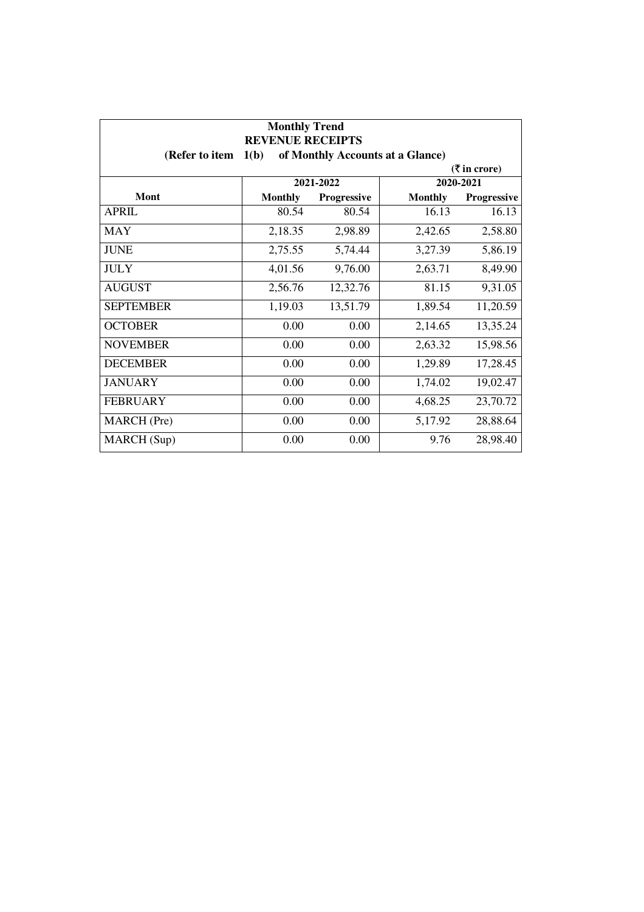**Monthly Trend**

**REVENUE RECEIPTS**

**(Refer to item 1(b) of Monthly Accounts at a Glance)**

**(₹ in crore)**

| Mont | 2021-2022 | | 2020-2021 | |
|---|---|---|---|---|
| | **Monthly** | **Progressive** | **Monthly** | **Progressive** |
| APRIL | 80.54 | 80.54 | 16.13 | 16.13 |
| MAY | 2,18.35 | 2,98.89 | 2,42.65 | 2,58.80 |
| JUNE | 2,75.55 | 5,74.44 | 3,27.39 | 5,86.19 |
| JULY | 4,01.56 | 9,76.00 | 2,63.71 | 8,49.90 |
| AUGUST | 2,56.76 | 12,32.76 | 81.15 | 9,31.05 |
| SEPTEMBER | 1,19.03 | 13,51.79 | 1,89.54 | 11,20.59 |
| OCTOBER | 0.00 | 0.00 | 2,14.65 | 13,35.24 |
| NOVEMBER | 0.00 | 0.00 | 2,63.32 | 15,98.56 |
| DECEMBER | 0.00 | 0.00 | 1,29.89 | 17,28.45 |
| JANUARY | 0.00 | 0.00 | 1,74.02 | 19,02.47 |
| FEBRUARY | 0.00 | 0.00 | 4,68.25 | 23,70.72 |
| MARCH (Pre) | 0.00 | 0.00 | 5,17.92 | 28,88.64 |
| MARCH (Sup) | 0.00 | 0.00 | 9.76 | 28,98.40 |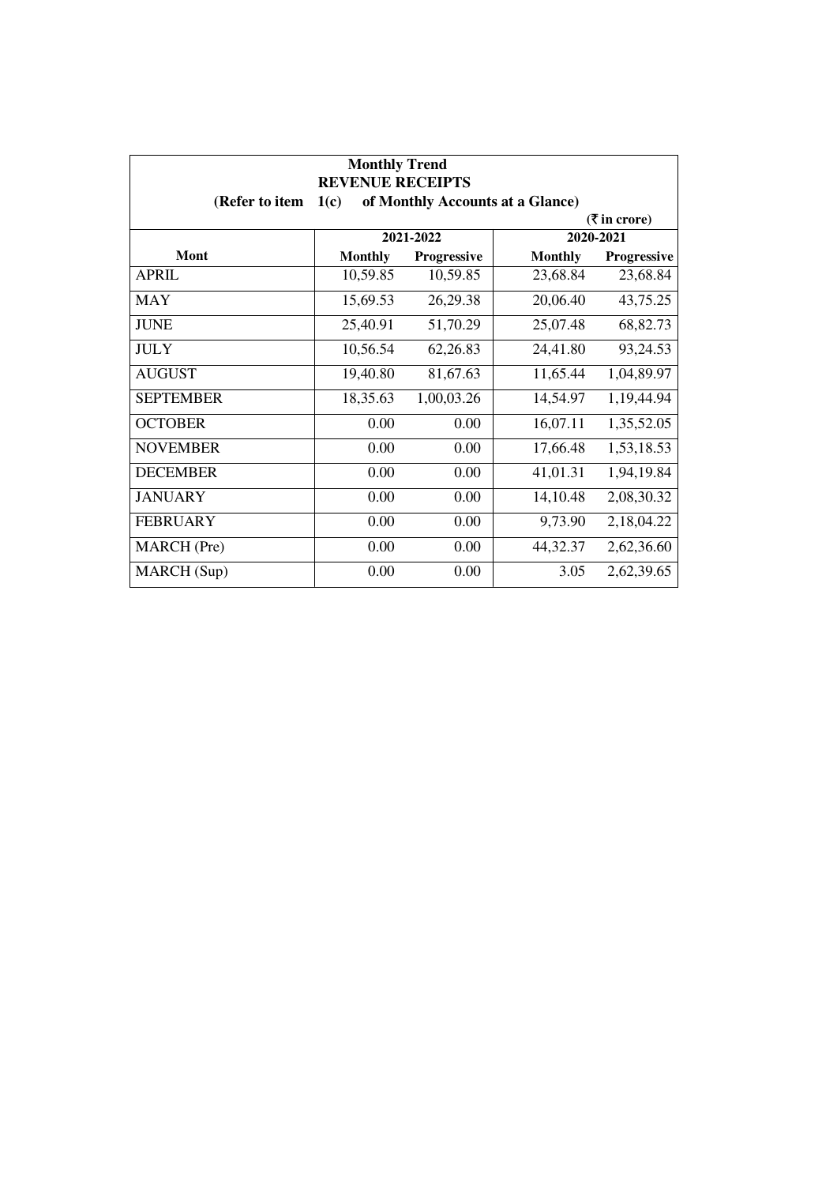**Monthly Trend**

**REVENUE RECEIPTS**

**(Refer to item 1(c) of Monthly Accounts at a Glance)**

**(₹ in crore)**

| Mont | 2021-2022 | | 2020-2021 | |
|---|---|---|---|---|
| | **Monthly** | **Progressive** | **Monthly** | **Progressive** |
| APRIL | 10,59.85 | 10,59.85 | 23,68.84 | 23,68.84 |
| MAY | 15,69.53 | 26,29.38 | 20,06.40 | 43,75.25 |
| JUNE | 25,40.91 | 51,70.29 | 25,07.48 | 68,82.73 |
| JULY | 10,56.54 | 62,26.83 | 24,41.80 | 93,24.53 |
| AUGUST | 19,40.80 | 81,67.63 | 11,65.44 | 1,04,89.97 |
| SEPTEMBER | 18,35.63 | 1,00,03.26 | 14,54.97 | 1,19,44.94 |
| OCTOBER | 0.00 | 0.00 | 16,07.11 | 1,35,52.05 |
| NOVEMBER | 0.00 | 0.00 | 17,66.48 | 1,53,18.53 |
| DECEMBER | 0.00 | 0.00 | 41,01.31 | 1,94,19.84 |
| JANUARY | 0.00 | 0.00 | 14,10.48 | 2,08,30.32 |
| FEBRUARY | 0.00 | 0.00 | 9,73.90 | 2,18,04.22 |
| MARCH (Pre) | 0.00 | 0.00 | 44,32.37 | 2,62,36.60 |
| MARCH (Sup) | 0.00 | 0.00 | 3.05 | 2,62,39.65 |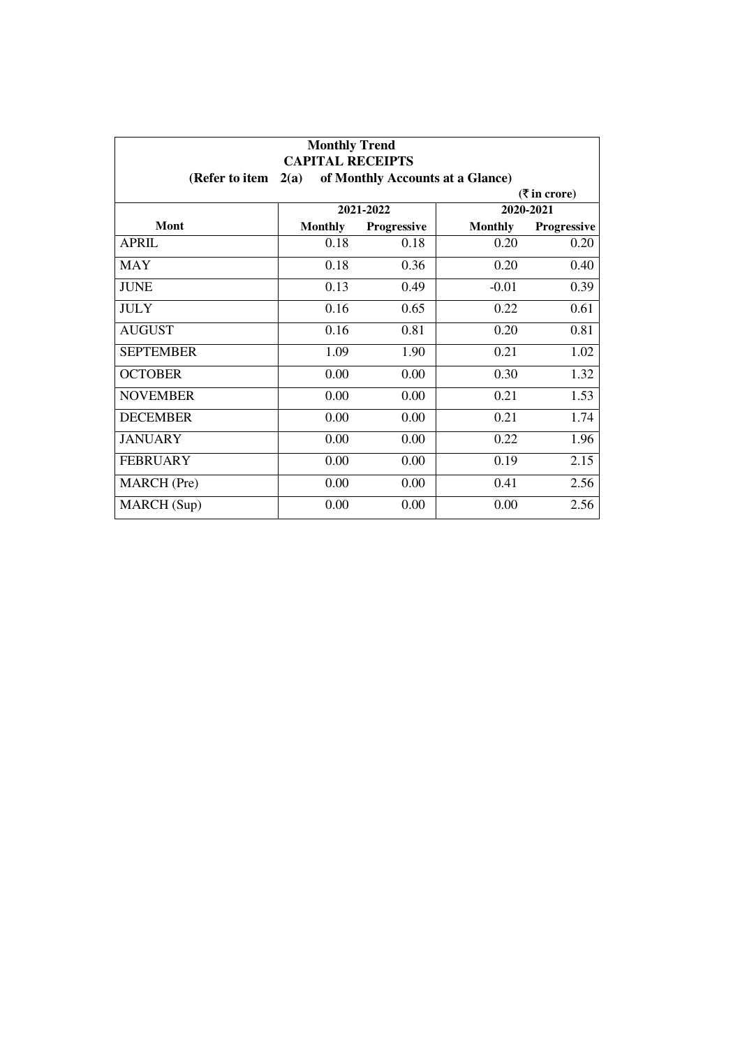**Monthly Trend**
**CAPITAL RECEIPTS**
**(Refer to item 2(a) of Monthly Accounts at a Glance)**

(₹ in crore)

| Mont | 2021-2022 | | 2020-2021 | |
|---|---|---|---|---|
| | Monthly | Progressive | Monthly | Progressive |
| APRIL | 0.18 | 0.18 | 0.20 | 0.20 |
| MAY | 0.18 | 0.36 | 0.20 | 0.40 |
| JUNE | 0.13 | 0.49 | -0.01 | 0.39 |
| JULY | 0.16 | 0.65 | 0.22 | 0.61 |
| AUGUST | 0.16 | 0.81 | 0.20 | 0.81 |
| SEPTEMBER | 1.09 | 1.90 | 0.21 | 1.02 |
| OCTOBER | 0.00 | 0.00 | 0.30 | 1.32 |
| NOVEMBER | 0.00 | 0.00 | 0.21 | 1.53 |
| DECEMBER | 0.00 | 0.00 | 0.21 | 1.74 |
| JANUARY | 0.00 | 0.00 | 0.22 | 1.96 |
| FEBRUARY | 0.00 | 0.00 | 0.19 | 2.15 |
| MARCH (Pre) | 0.00 | 0.00 | 0.41 | 2.56 |
| MARCH (Sup) | 0.00 | 0.00 | 0.00 | 2.56 |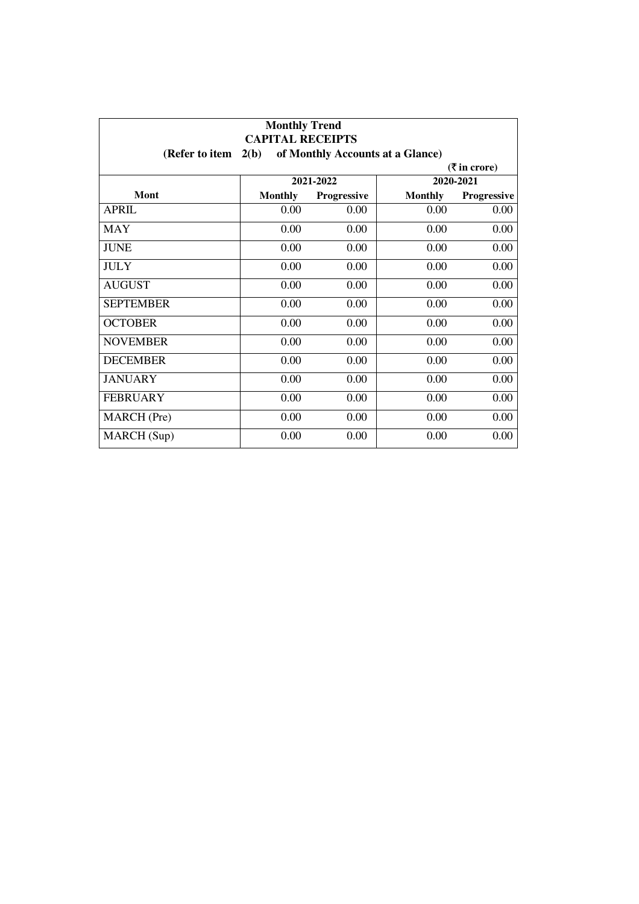**Monthly Trend**
**CAPITAL RECEIPTS**
**(Refer to item 2(b) of Monthly Accounts at a Glance)**

**(₹ in crore)**

| Mont | 2021-2022 | | 2020-2021 | |
|---|---|---|---|---|
| | **Monthly** | **Progressive** | **Monthly** | **Progressive** |
| APRIL | 0.00 | 0.00 | 0.00 | 0.00 |
| MAY | 0.00 | 0.00 | 0.00 | 0.00 |
| JUNE | 0.00 | 0.00 | 0.00 | 0.00 |
| JULY | 0.00 | 0.00 | 0.00 | 0.00 |
| AUGUST | 0.00 | 0.00 | 0.00 | 0.00 |
| SEPTEMBER | 0.00 | 0.00 | 0.00 | 0.00 |
| OCTOBER | 0.00 | 0.00 | 0.00 | 0.00 |
| NOVEMBER | 0.00 | 0.00 | 0.00 | 0.00 |
| DECEMBER | 0.00 | 0.00 | 0.00 | 0.00 |
| JANUARY | 0.00 | 0.00 | 0.00 | 0.00 |
| FEBRUARY | 0.00 | 0.00 | 0.00 | 0.00 |
| MARCH (Pre) | 0.00 | 0.00 | 0.00 | 0.00 |
| MARCH (Sup) | 0.00 | 0.00 | 0.00 | 0.00 |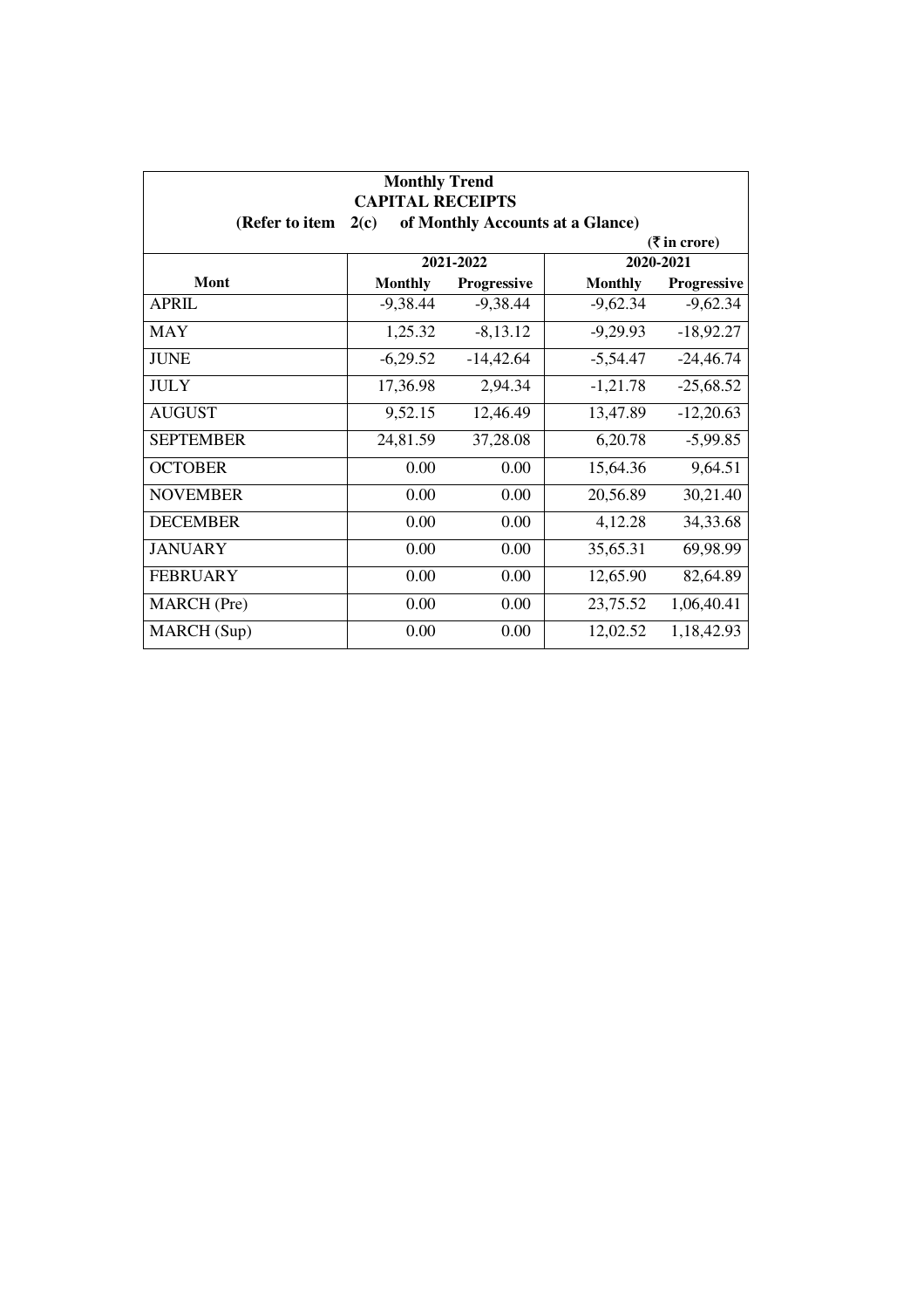**Monthly Trend**
**CAPITAL RECEIPTS**
**(Refer to item 2(c) of Monthly Accounts at a Glance)**

(₹ in crore)

| Mont | 2021-2022 | | 2020-2021 | |
|---|---|---|---|---|
| | **Monthly** | **Progressive** | **Monthly** | **Progressive** |
| APRIL | -9,38.44 | -9,38.44 | -9,62.34 | -9,62.34 |
| MAY | 1,25.32 | -8,13.12 | -9,29.93 | -18,92.27 |
| JUNE | -6,29.52 | -14,42.64 | -5,54.47 | -24,46.74 |
| JULY | 17,36.98 | 2,94.34 | -1,21.78 | -25,68.52 |
| AUGUST | 9,52.15 | 12,46.49 | 13,47.89 | -12,20.63 |
| SEPTEMBER | 24,81.59 | 37,28.08 | 6,20.78 | -5,99.85 |
| OCTOBER | 0.00 | 0.00 | 15,64.36 | 9,64.51 |
| NOVEMBER | 0.00 | 0.00 | 20,56.89 | 30,21.40 |
| DECEMBER | 0.00 | 0.00 | 4,12.28 | 34,33.68 |
| JANUARY | 0.00 | 0.00 | 35,65.31 | 69,98.99 |
| FEBRUARY | 0.00 | 0.00 | 12,65.90 | 82,64.89 |
| MARCH (Pre) | 0.00 | 0.00 | 23,75.52 | 1,06,40.41 |
| MARCH (Sup) | 0.00 | 0.00 | 12,02.52 | 1,18,42.93 |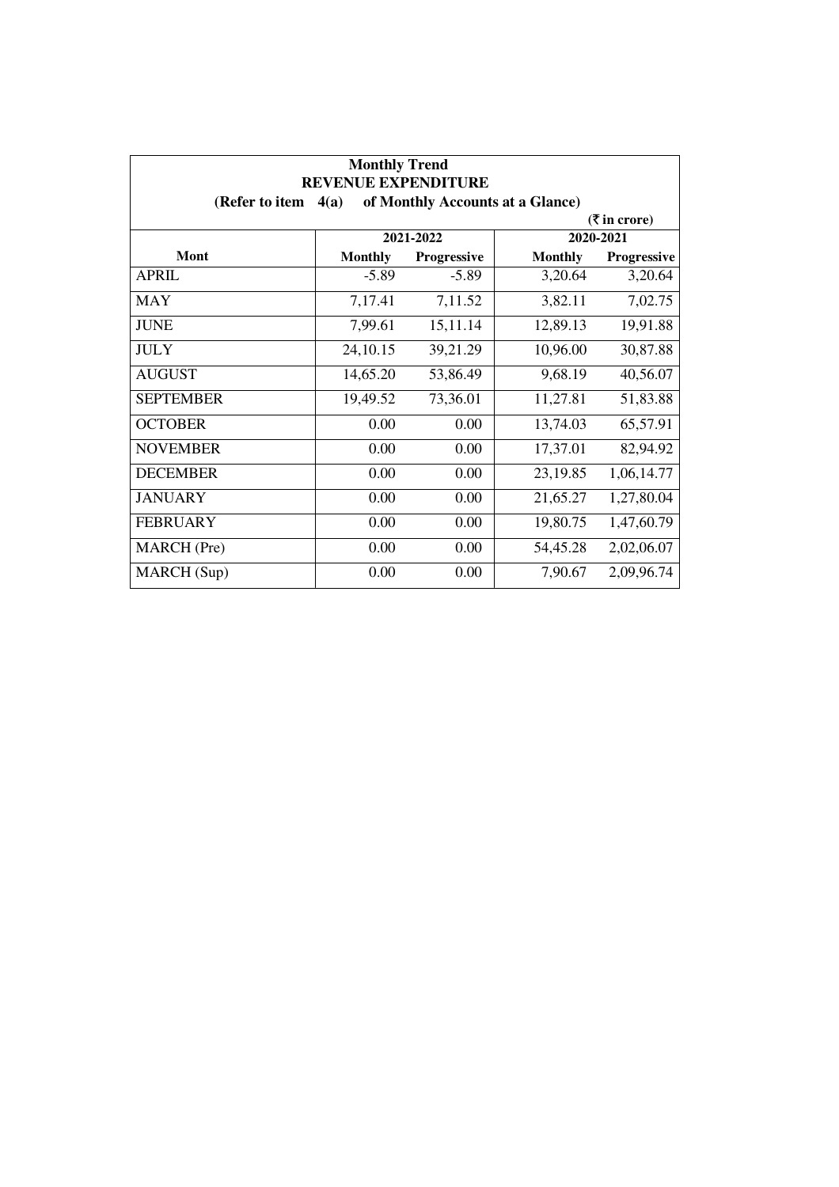**Monthly Trend**
**REVENUE EXPENDITURE**
**(Refer to item 4(a) of Monthly Accounts at a Glance)**

(₹ in crore)

| Mont | 2021-2022 | | 2020-2021 | |
|---|---|---|---|---|
| | Monthly | Progressive | Monthly | Progressive |
| APRIL | -5.89 | -5.89 | 3,20.64 | 3,20.64 |
| MAY | 7,17.41 | 7,11.52 | 3,82.11 | 7,02.75 |
| JUNE | 7,99.61 | 15,11.14 | 12,89.13 | 19,91.88 |
| JULY | 24,10.15 | 39,21.29 | 10,96.00 | 30,87.88 |
| AUGUST | 14,65.20 | 53,86.49 | 9,68.19 | 40,56.07 |
| SEPTEMBER | 19,49.52 | 73,36.01 | 11,27.81 | 51,83.88 |
| OCTOBER | 0.00 | 0.00 | 13,74.03 | 65,57.91 |
| NOVEMBER | 0.00 | 0.00 | 17,37.01 | 82,94.92 |
| DECEMBER | 0.00 | 0.00 | 23,19.85 | 1,06,14.77 |
| JANUARY | 0.00 | 0.00 | 21,65.27 | 1,27,80.04 |
| FEBRUARY | 0.00 | 0.00 | 19,80.75 | 1,47,60.79 |
| MARCH (Pre) | 0.00 | 0.00 | 54,45.28 | 2,02,06.07 |
| MARCH (Sup) | 0.00 | 0.00 | 7,90.67 | 2,09,96.74 |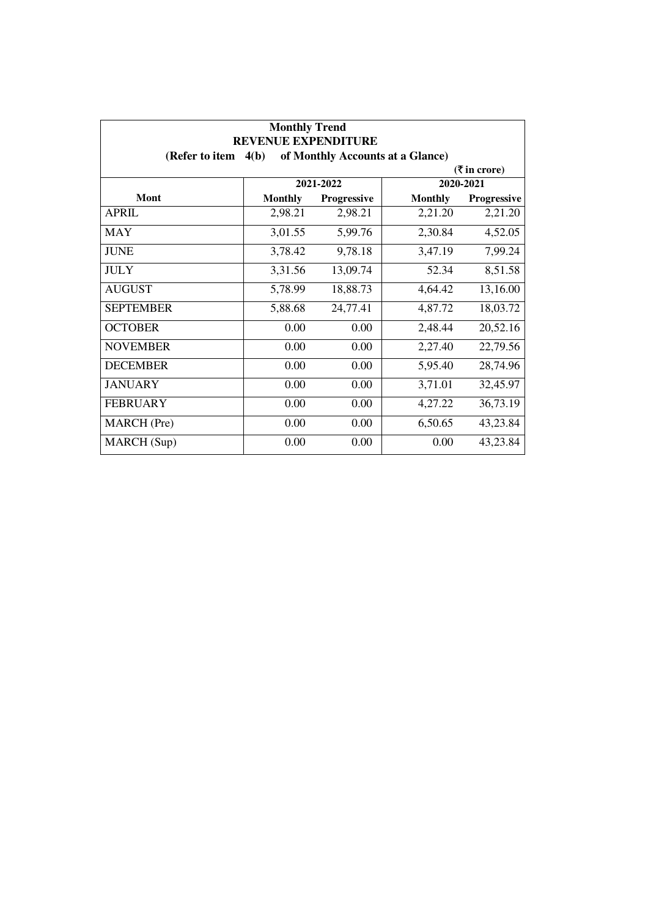**Monthly Trend**

**REVENUE EXPENDITURE**

**(Refer to item 4(b) of Monthly Accounts at a Glance)**

**(₹ in crore)**

| Mont | 2021-2022 | | 2020-2021 | |
|---|---|---|---|---|
| | **Monthly** | **Progressive** | **Monthly** | **Progressive** |
| APRIL | 2,98.21 | 2,98.21 | 2,21.20 | 2,21.20 |
| MAY | 3,01.55 | 5,99.76 | 2,30.84 | 4,52.05 |
| JUNE | 3,78.42 | 9,78.18 | 3,47.19 | 7,99.24 |
| JULY | 3,31.56 | 13,09.74 | 52.34 | 8,51.58 |
| AUGUST | 5,78.99 | 18,88.73 | 4,64.42 | 13,16.00 |
| SEPTEMBER | 5,88.68 | 24,77.41 | 4,87.72 | 18,03.72 |
| OCTOBER | 0.00 | 0.00 | 2,48.44 | 20,52.16 |
| NOVEMBER | 0.00 | 0.00 | 2,27.40 | 22,79.56 |
| DECEMBER | 0.00 | 0.00 | 5,95.40 | 28,74.96 |
| JANUARY | 0.00 | 0.00 | 3,71.01 | 32,45.97 |
| FEBRUARY | 0.00 | 0.00 | 4,27.22 | 36,73.19 |
| MARCH (Pre) | 0.00 | 0.00 | 6,50.65 | 43,23.84 |
| MARCH (Sup) | 0.00 | 0.00 | 0.00 | 43,23.84 |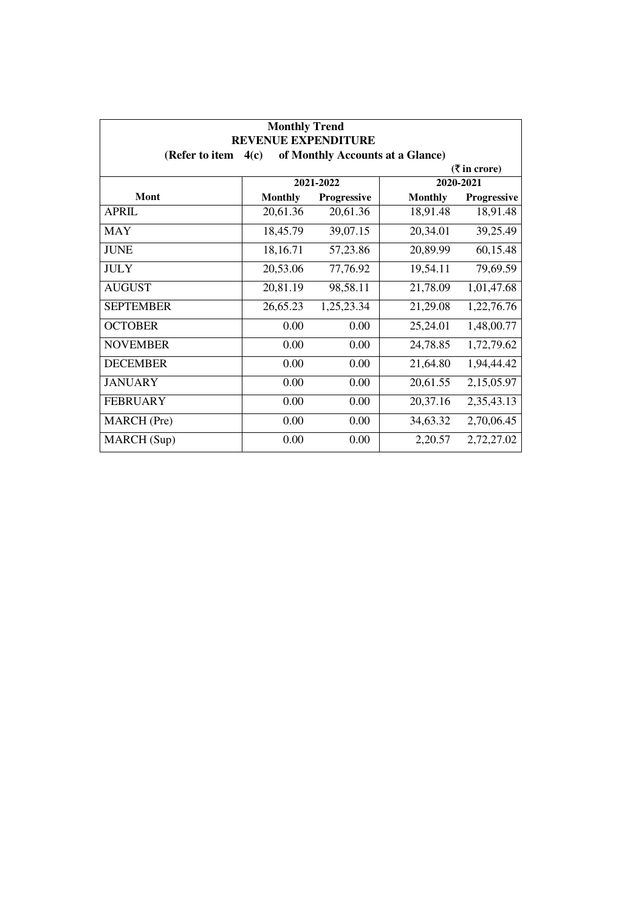**Monthly Trend**

**REVENUE EXPENDITURE**

**(Refer to item 4(c) of Monthly Accounts at a Glance)**

**(₹ in crore)**

| Mont | 2021-2022 | | 2020-2021 | |
|---|---|---|---|---|
| | Monthly | Progressive | Monthly | Progressive |
| APRIL | 20,61.36 | 20,61.36 | 18,91.48 | 18,91.48 |
| MAY | 18,45.79 | 39,07.15 | 20,34.01 | 39,25.49 |
| JUNE | 18,16.71 | 57,23.86 | 20,89.99 | 60,15.48 |
| JULY | 20,53.06 | 77,76.92 | 19,54.11 | 79,69.59 |
| AUGUST | 20,81.19 | 98,58.11 | 21,78.09 | 1,01,47.68 |
| SEPTEMBER | 26,65.23 | 1,25,23.34 | 21,29.08 | 1,22,76.76 |
| OCTOBER | 0.00 | 0.00 | 25,24.01 | 1,48,00.77 |
| NOVEMBER | 0.00 | 0.00 | 24,78.85 | 1,72,79.62 |
| DECEMBER | 0.00 | 0.00 | 21,64.80 | 1,94,44.42 |
| JANUARY | 0.00 | 0.00 | 20,61.55 | 2,15,05.97 |
| FEBRUARY | 0.00 | 0.00 | 20,37.16 | 2,35,43.13 |
| MARCH (Pre) | 0.00 | 0.00 | 34,63.32 | 2,70,06.45 |
| MARCH (Sup) | 0.00 | 0.00 | 2,20.57 | 2,72,27.02 |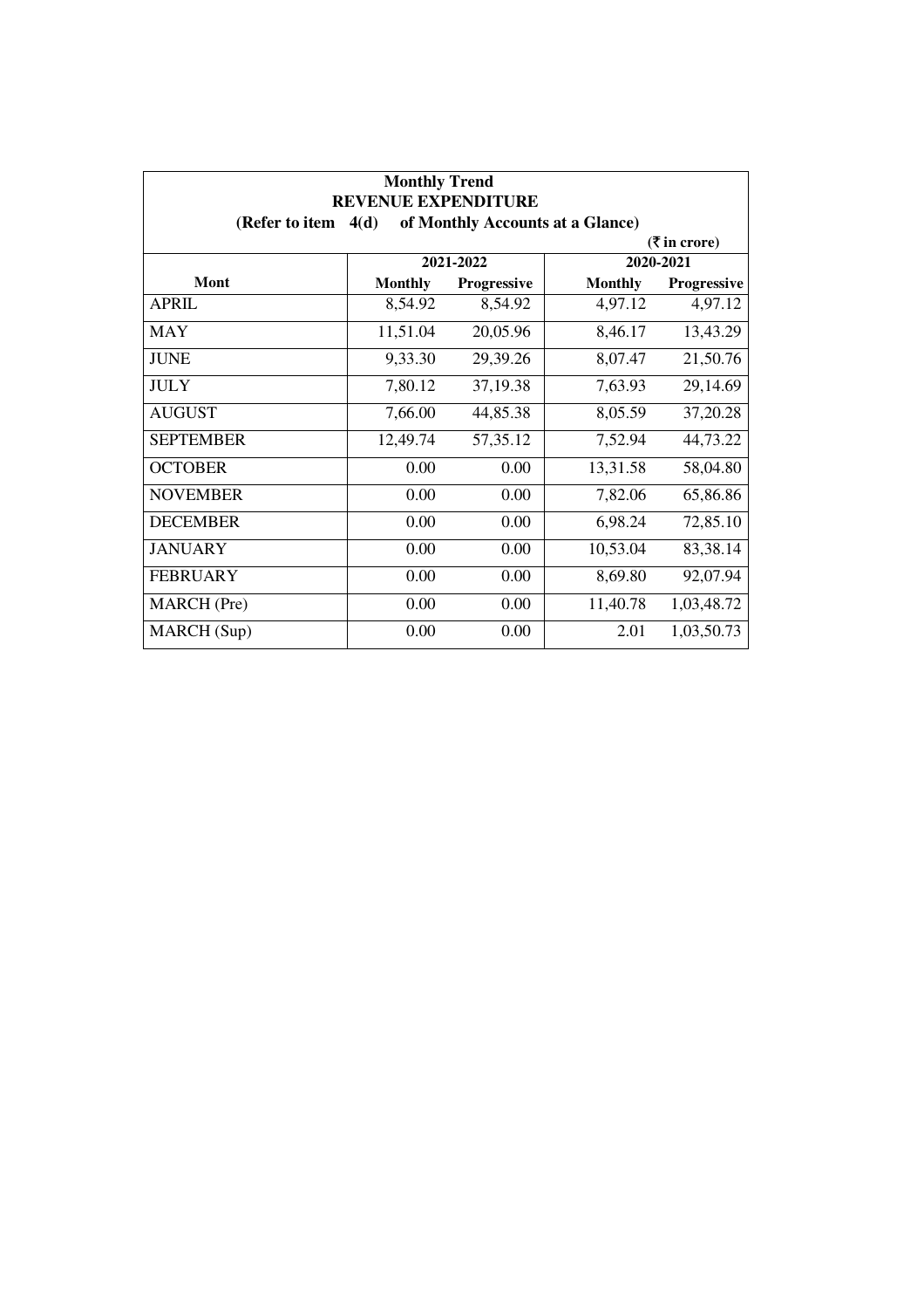**Monthly Trend**
**REVENUE EXPENDITURE**
**(Refer to item 4(d) of Monthly Accounts at a Glance)**

**(₹ in crore)**

| Mont | 2021-2022 | | 2020-2021 | |
|---|---|---|---|---|
| | **Monthly** | **Progressive** | **Monthly** | **Progressive** |
| APRIL | 8,54.92 | 8,54.92 | 4,97.12 | 4,97.12 |
| MAY | 11,51.04 | 20,05.96 | 8,46.17 | 13,43.29 |
| JUNE | 9,33.30 | 29,39.26 | 8,07.47 | 21,50.76 |
| JULY | 7,80.12 | 37,19.38 | 7,63.93 | 29,14.69 |
| AUGUST | 7,66.00 | 44,85.38 | 8,05.59 | 37,20.28 |
| SEPTEMBER | 12,49.74 | 57,35.12 | 7,52.94 | 44,73.22 |
| OCTOBER | 0.00 | 0.00 | 13,31.58 | 58,04.80 |
| NOVEMBER | 0.00 | 0.00 | 7,82.06 | 65,86.86 |
| DECEMBER | 0.00 | 0.00 | 6,98.24 | 72,85.10 |
| JANUARY | 0.00 | 0.00 | 10,53.04 | 83,38.14 |
| FEBRUARY | 0.00 | 0.00 | 8,69.80 | 92,07.94 |
| MARCH (Pre) | 0.00 | 0.00 | 11,40.78 | 1,03,48.72 |
| MARCH (Sup) | 0.00 | 0.00 | 2.01 | 1,03,50.73 |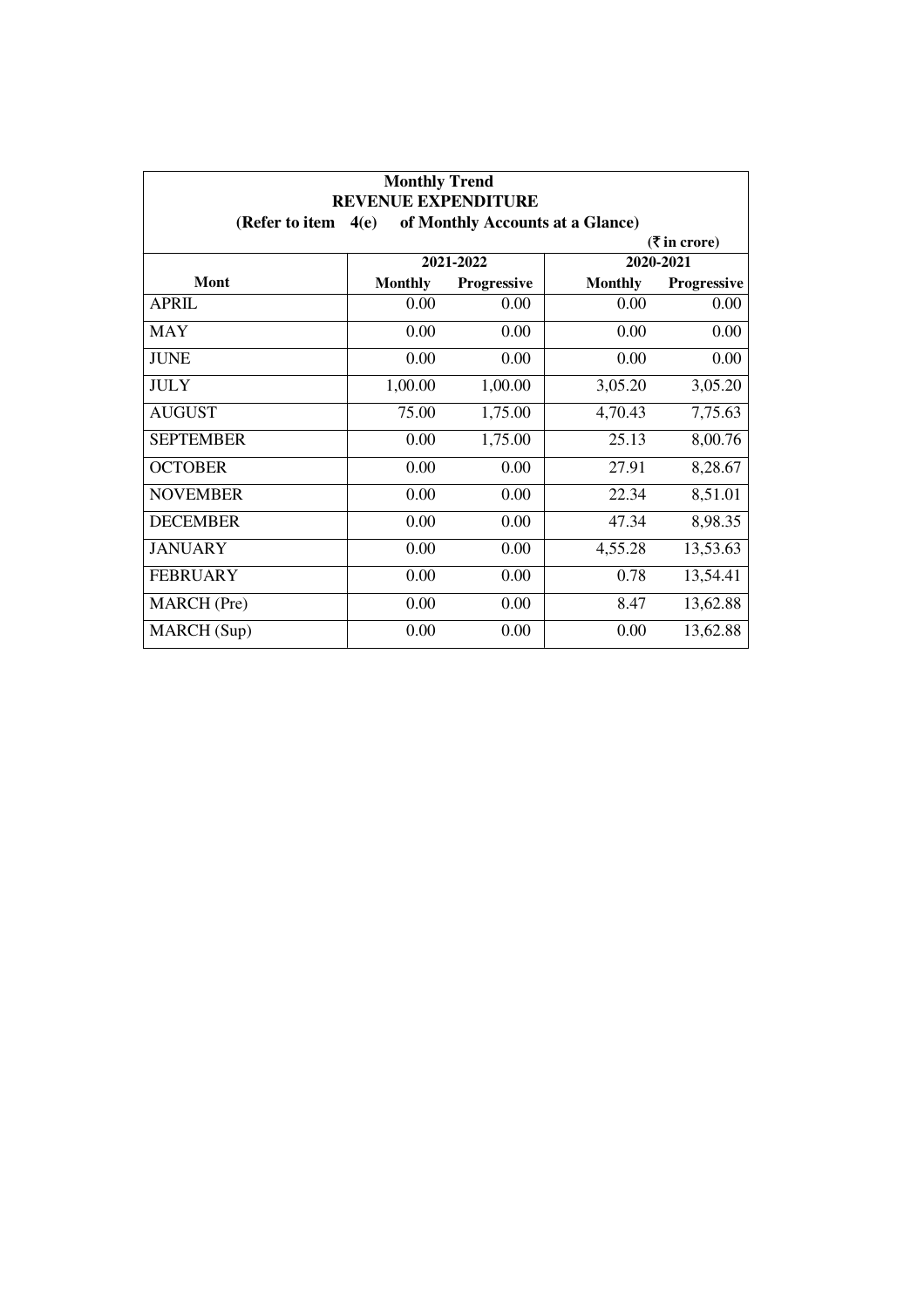**Monthly Trend**

**REVENUE EXPENDITURE**

**(Refer to item 4(e) of Monthly Accounts at a Glance)**

**(₹ in crore)**

| Mont | 2021-2022 | | 2020-2021 | |
|---|---|---|---|---|
| | **Monthly** | **Progressive** | **Monthly** | **Progressive** |
| APRIL | 0.00 | 0.00 | 0.00 | 0.00 |
| MAY | 0.00 | 0.00 | 0.00 | 0.00 |
| JUNE | 0.00 | 0.00 | 0.00 | 0.00 |
| JULY | 1,00.00 | 1,00.00 | 3,05.20 | 3,05.20 |
| AUGUST | 75.00 | 1,75.00 | 4,70.43 | 7,75.63 |
| SEPTEMBER | 0.00 | 1,75.00 | 25.13 | 8,00.76 |
| OCTOBER | 0.00 | 0.00 | 27.91 | 8,28.67 |
| NOVEMBER | 0.00 | 0.00 | 22.34 | 8,51.01 |
| DECEMBER | 0.00 | 0.00 | 47.34 | 8,98.35 |
| JANUARY | 0.00 | 0.00 | 4,55.28 | 13,53.63 |
| FEBRUARY | 0.00 | 0.00 | 0.78 | 13,54.41 |
| MARCH (Pre) | 0.00 | 0.00 | 8.47 | 13,62.88 |
| MARCH (Sup) | 0.00 | 0.00 | 0.00 | 13,62.88 |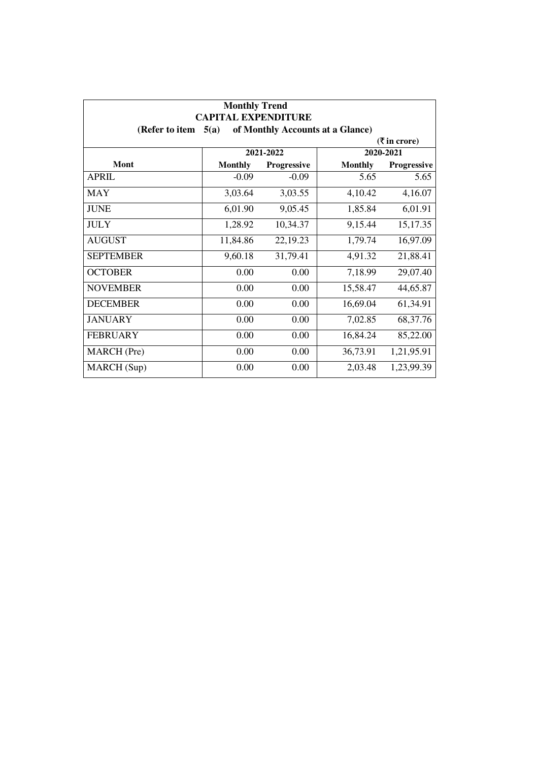**Monthly Trend**
**CAPITAL EXPENDITURE**
**(Refer to item 5(a) of Monthly Accounts at a Glance)**

(₹ in crore)

| Mont | 2021-2022 | | 2020-2021 | |
|---|---|---|---|---|
| | Monthly | Progressive | Monthly | Progressive |
| APRIL | -0.09 | -0.09 | 5.65 | 5.65 |
| MAY | 3,03.64 | 3,03.55 | 4,10.42 | 4,16.07 |
| JUNE | 6,01.90 | 9,05.45 | 1,85.84 | 6,01.91 |
| JULY | 1,28.92 | 10,34.37 | 9,15.44 | 15,17.35 |
| AUGUST | 11,84.86 | 22,19.23 | 1,79.74 | 16,97.09 |
| SEPTEMBER | 9,60.18 | 31,79.41 | 4,91.32 | 21,88.41 |
| OCTOBER | 0.00 | 0.00 | 7,18.99 | 29,07.40 |
| NOVEMBER | 0.00 | 0.00 | 15,58.47 | 44,65.87 |
| DECEMBER | 0.00 | 0.00 | 16,69.04 | 61,34.91 |
| JANUARY | 0.00 | 0.00 | 7,02.85 | 68,37.76 |
| FEBRUARY | 0.00 | 0.00 | 16,84.24 | 85,22.00 |
| MARCH (Pre) | 0.00 | 0.00 | 36,73.91 | 1,21,95.91 |
| MARCH (Sup) | 0.00 | 0.00 | 2,03.48 | 1,23,99.39 |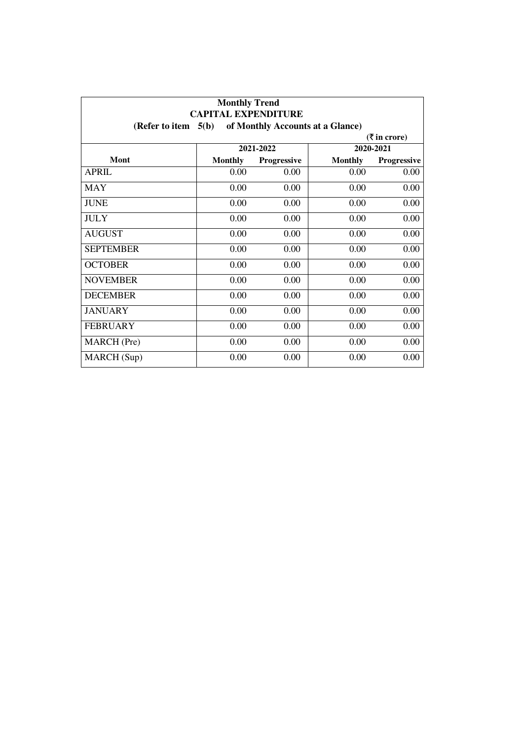**Monthly Trend**
**CAPITAL EXPENDITURE**
**(Refer to item 5(b) of Monthly Accounts at a Glance)**

**(₹ in crore)**

| Mont | 2021-2022 | | 2020-2021 | |
|---|---|---|---|---|
| | Monthly | Progressive | Monthly | Progressive |
| APRIL | 0.00 | 0.00 | 0.00 | 0.00 |
| MAY | 0.00 | 0.00 | 0.00 | 0.00 |
| JUNE | 0.00 | 0.00 | 0.00 | 0.00 |
| JULY | 0.00 | 0.00 | 0.00 | 0.00 |
| AUGUST | 0.00 | 0.00 | 0.00 | 0.00 |
| SEPTEMBER | 0.00 | 0.00 | 0.00 | 0.00 |
| OCTOBER | 0.00 | 0.00 | 0.00 | 0.00 |
| NOVEMBER | 0.00 | 0.00 | 0.00 | 0.00 |
| DECEMBER | 0.00 | 0.00 | 0.00 | 0.00 |
| JANUARY | 0.00 | 0.00 | 0.00 | 0.00 |
| FEBRUARY | 0.00 | 0.00 | 0.00 | 0.00 |
| MARCH (Pre) | 0.00 | 0.00 | 0.00 | 0.00 |
| MARCH (Sup) | 0.00 | 0.00 | 0.00 | 0.00 |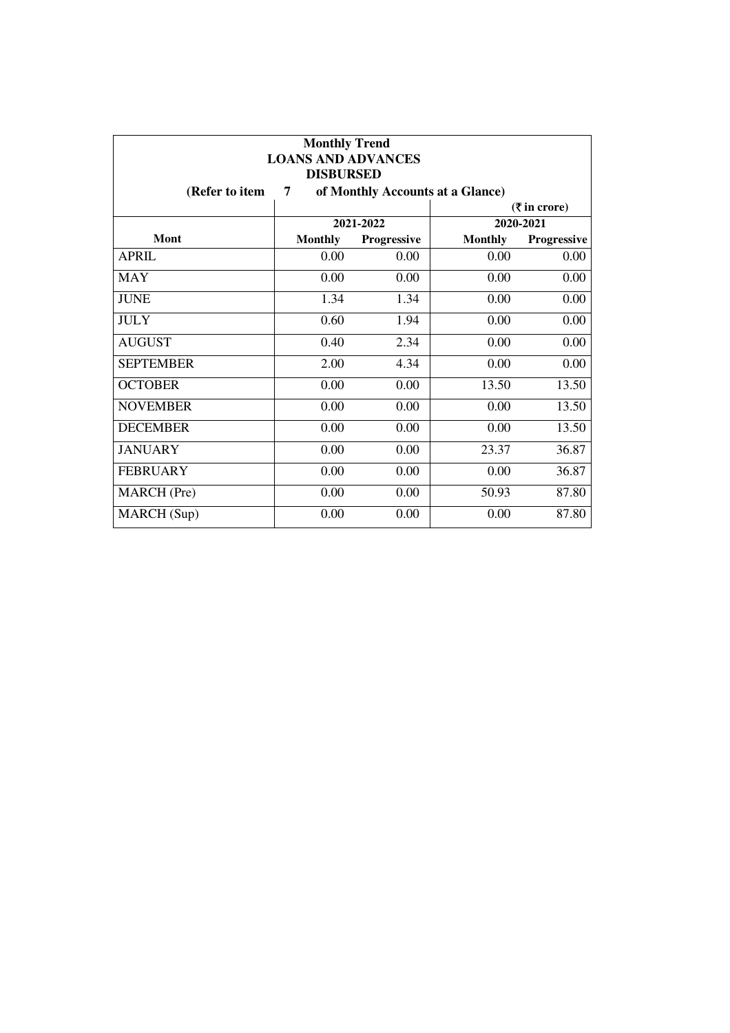**Monthly Trend**
**LOANS AND ADVANCES DISBURSED**
**(Refer to item 7 of Monthly Accounts at a Glance)**

(₹ in crore)

| Mont | 2021-2022 | | 2020-2021 | |
|---|---|---|---|---|
| | Monthly | Progressive | Monthly | Progressive |
| APRIL | 0.00 | 0.00 | 0.00 | 0.00 |
| MAY | 0.00 | 0.00 | 0.00 | 0.00 |
| JUNE | 1.34 | 1.34 | 0.00 | 0.00 |
| JULY | 0.60 | 1.94 | 0.00 | 0.00 |
| AUGUST | 0.40 | 2.34 | 0.00 | 0.00 |
| SEPTEMBER | 2.00 | 4.34 | 0.00 | 0.00 |
| OCTOBER | 0.00 | 0.00 | 13.50 | 13.50 |
| NOVEMBER | 0.00 | 0.00 | 0.00 | 13.50 |
| DECEMBER | 0.00 | 0.00 | 0.00 | 13.50 |
| JANUARY | 0.00 | 0.00 | 23.37 | 36.87 |
| FEBRUARY | 0.00 | 0.00 | 0.00 | 36.87 |
| MARCH (Pre) | 0.00 | 0.00 | 50.93 | 87.80 |
| MARCH (Sup) | 0.00 | 0.00 | 0.00 | 87.80 |